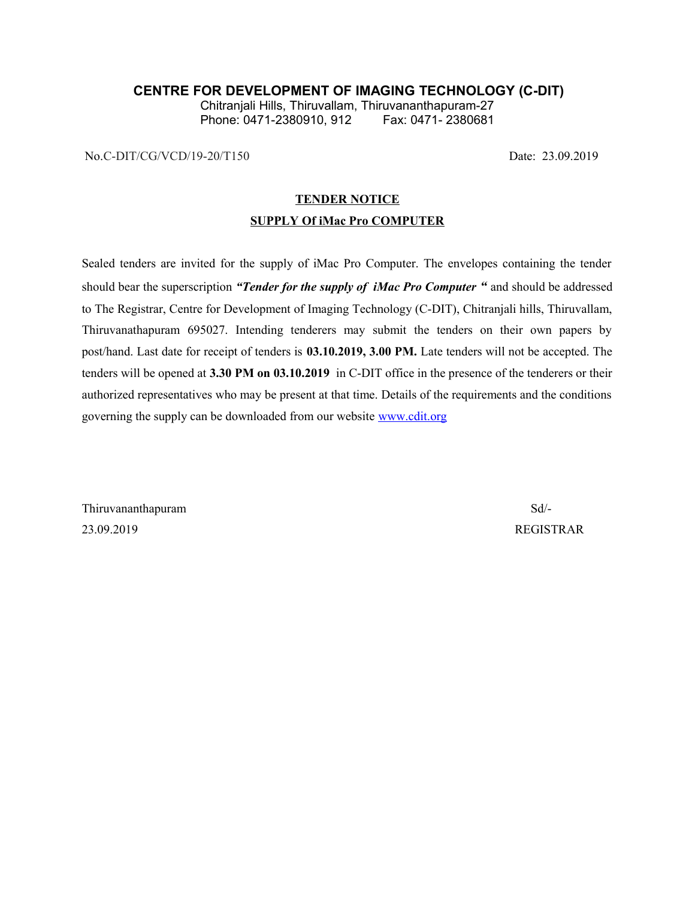# CENTRE FOR DEVELOPMENT OF IMAGING TECHNOLOGY (C-DIT)

Chitranjali Hills, Thiruvallam, Thiruvananthapuram-27
Phone: 0471-2380910, 912     Fax: 0471- 2380681

No.C-DIT/CG/VCD/19-20/T150     Date: 23.09.2019

## TENDER NOTICE

## SUPPLY Of iMac Pro COMPUTER

Sealed tenders are invited for the supply of iMac Pro Computer. The envelopes containing the tender should bear the superscription ***"Tender for the supply of iMac Pro Computer "*** and should be addressed to The Registrar, Centre for Development of Imaging Technology (C-DIT), Chitranjali hills, Thiruvallam, Thiruvanathapuram 695027. Intending tenderers may submit the tenders on their own papers by post/hand. Last date for receipt of tenders is **03.10.2019, 3.00 PM.** Late tenders will not be accepted. The tenders will be opened at **3.30 PM on 03.10.2019** in C-DIT office in the presence of the tenderers or their authorized representatives who may be present at that time. Details of the requirements and the conditions governing the supply can be downloaded from our website [www.cdit.org](http://www.cdit.org)

Thiruvananthapuram     Sd/-
23.09.2019     REGISTRAR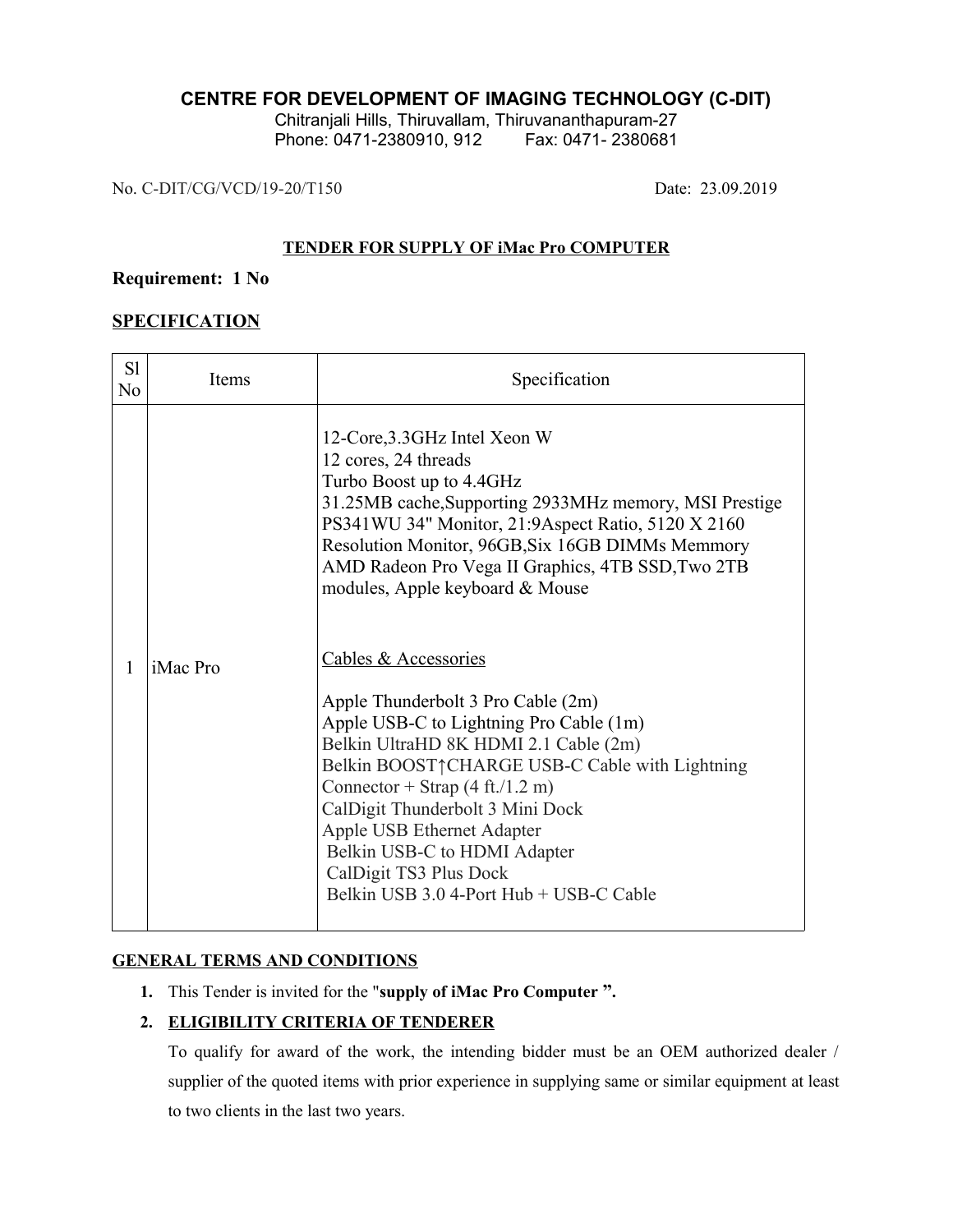## CENTRE FOR DEVELOPMENT OF IMAGING TECHNOLOGY (C-DIT)

Chitranjali Hills, Thiruvallam, Thiruvananthapuram-27
Phone: 0471-2380910, 912 Fax: 0471- 2380681

No. C-DIT/CG/VCD/19-20/T150 Date: 23.09.2019

**TENDER FOR SUPPLY OF iMac Pro COMPUTER**

**Requirement: 1 No**

**SPECIFICATION**

| Sl No | Items | Specification |
|---|---|---|
| 1 | iMac Pro | 12-Core,3.3GHz Intel Xeon W<br>12 cores, 24 threads<br>Turbo Boost up to 4.4GHz<br>31.25MB cache,Supporting 2933MHz memory, MSI Prestige PS341WU 34" Monitor, 21:9Aspect Ratio, 5120 X 2160 Resolution Monitor, 96GB,Six 16GB DIMMs Memmory AMD Radeon Pro Vega II Graphics, 4TB SSD,Two 2TB modules, Apple keyboard & Mouse<br><br>Cables & Accessories<br><br>Apple Thunderbolt 3 Pro Cable (2m)<br>Apple USB-C to Lightning Pro Cable (1m)<br>Belkin UltraHD 8K HDMI 2.1 Cable (2m)<br>Belkin BOOST↑CHARGE USB-C Cable with Lightning Connector + Strap (4 ft./1.2 m)<br>CalDigit Thunderbolt 3 Mini Dock<br>Apple USB Ethernet Adapter<br>Belkin USB-C to HDMI Adapter<br>CalDigit TS3 Plus Dock<br>Belkin USB 3.0 4-Port Hub + USB-C Cable |

**GENERAL TERMS AND CONDITIONS**

1. This Tender is invited for the "**supply of iMac Pro Computer ".**
2. **ELIGIBILITY CRITERIA OF TENDERER**

   To qualify for award of the work, the intending bidder must be an OEM authorized dealer / supplier of the quoted items with prior experience in supplying same or similar equipment at least to two clients in the last two years.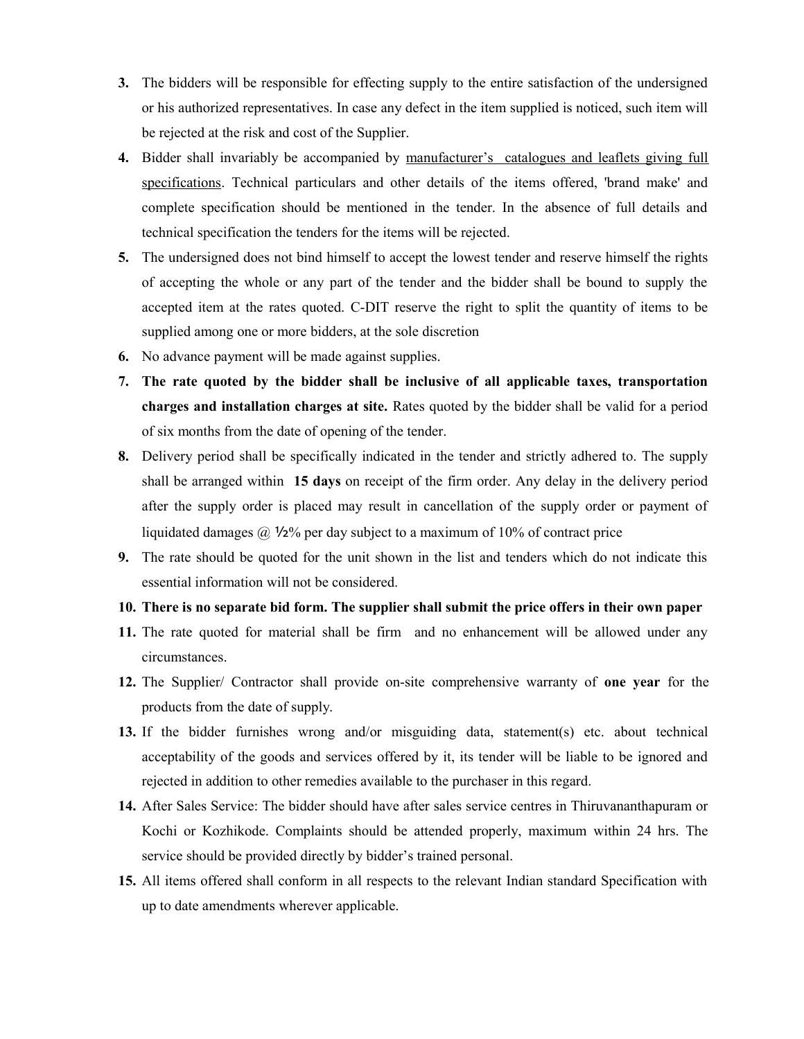3. The bidders will be responsible for effecting supply to the entire satisfaction of the undersigned or his authorized representatives. In case any defect in the item supplied is noticed, such item will be rejected at the risk and cost of the Supplier.
4. Bidder shall invariably be accompanied by <u>manufacturer's catalogues and leaflets giving full specifications</u>. Technical particulars and other details of the items offered, 'brand make' and complete specification should be mentioned in the tender. In the absence of full details and technical specification the tenders for the items will be rejected.
5. The undersigned does not bind himself to accept the lowest tender and reserve himself the rights of accepting the whole or any part of the tender and the bidder shall be bound to supply the accepted item at the rates quoted. C-DIT reserve the right to split the quantity of items to be supplied among one or more bidders, at the sole discretion
6. No advance payment will be made against supplies.
7. **The rate quoted by the bidder shall be inclusive of all applicable taxes, transportation charges and installation charges at site.** Rates quoted by the bidder shall be valid for a period of six months from the date of opening of the tender.
8. Delivery period shall be specifically indicated in the tender and strictly adhered to. The supply shall be arranged within **15 days** on receipt of the firm order. Any delay in the delivery period after the supply order is placed may result in cancellation of the supply order or payment of liquidated damages @ ½% per day subject to a maximum of 10% of contract price
9. The rate should be quoted for the unit shown in the list and tenders which do not indicate this essential information will not be considered.
10. **There is no separate bid form. The supplier shall submit the price offers in their own paper**
11. The rate quoted for material shall be firm and no enhancement will be allowed under any circumstances.
12. The Supplier/ Contractor shall provide on-site comprehensive warranty of **one year** for the products from the date of supply.
13. If the bidder furnishes wrong and/or misguiding data, statement(s) etc. about technical acceptability of the goods and services offered by it, its tender will be liable to be ignored and rejected in addition to other remedies available to the purchaser in this regard.
14. After Sales Service: The bidder should have after sales service centres in Thiruvananthapuram or Kochi or Kozhikode. Complaints should be attended properly, maximum within 24 hrs. The service should be provided directly by bidder's trained personal.
15. All items offered shall conform in all respects to the relevant Indian standard Specification with up to date amendments wherever applicable.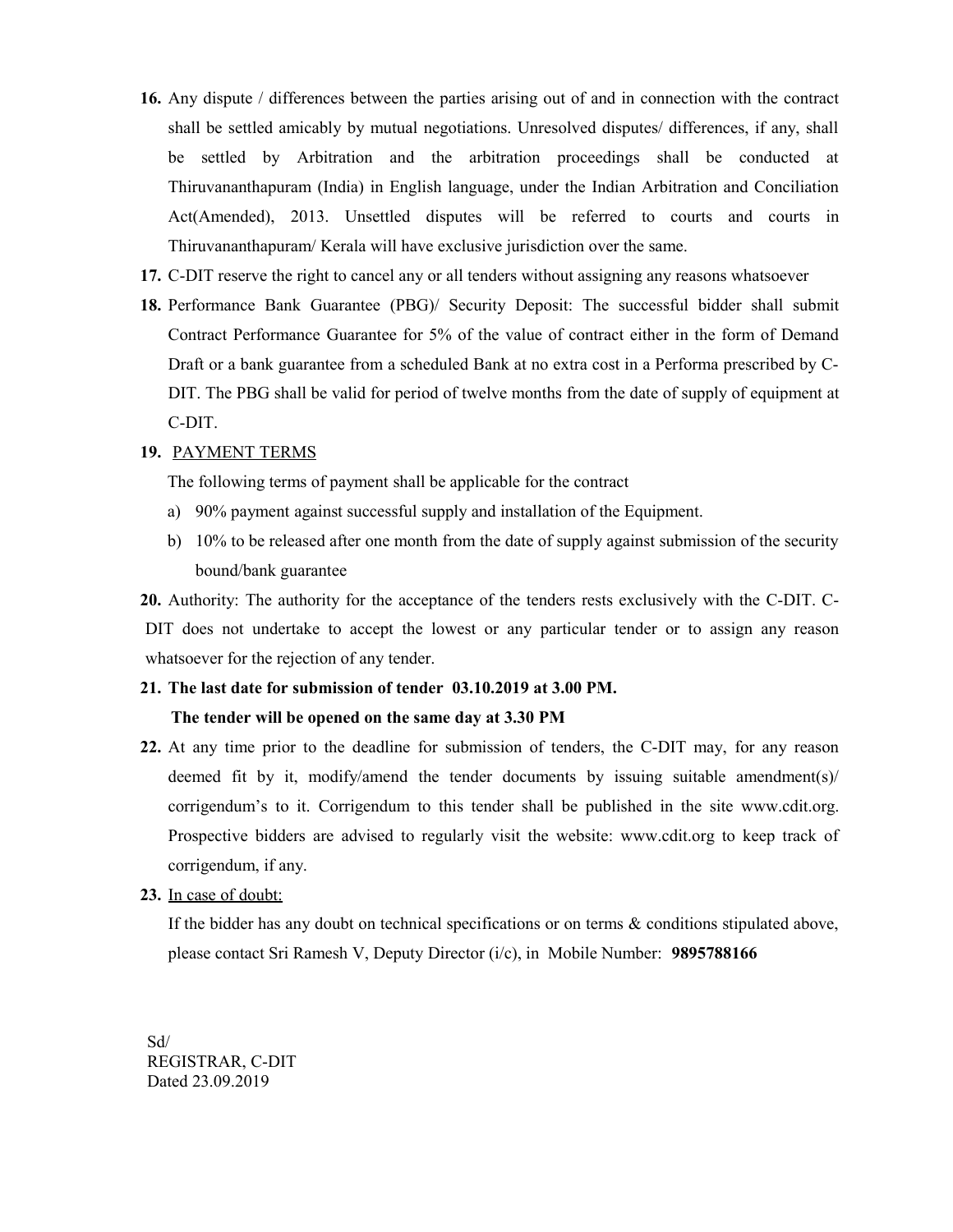16. Any dispute / differences between the parties arising out of and in connection with the contract shall be settled amicably by mutual negotiations. Unresolved disputes/ differences, if any, shall be settled by Arbitration and the arbitration proceedings shall be conducted at Thiruvananthapuram (India) in English language, under the Indian Arbitration and Conciliation Act(Amended), 2013. Unsettled disputes will be referred to courts and courts in Thiruvananthapuram/ Kerala will have exclusive jurisdiction over the same.
17. C-DIT reserve the right to cancel any or all tenders without assigning any reasons whatsoever
18. Performance Bank Guarantee (PBG)/ Security Deposit: The successful bidder shall submit Contract Performance Guarantee for 5% of the value of contract either in the form of Demand Draft or a bank guarantee from a scheduled Bank at no extra cost in a Performa prescribed by C-DIT. The PBG shall be valid for period of twelve months from the date of supply of equipment at C-DIT.
19. PAYMENT TERMS

    The following terms of payment shall be applicable for the contract

    a) 90% payment against successful supply and installation of the Equipment.
    b) 10% to be released after one month from the date of supply against submission of the security bound/bank guarantee

20. Authority: The authority for the acceptance of the tenders rests exclusively with the C-DIT. C-DIT does not undertake to accept the lowest or any particular tender or to assign any reason whatsoever for the rejection of any tender.
21. **The last date for submission of tender 03.10.2019 at 3.00 PM.**

    **The tender will be opened on the same day at 3.30 PM**

22. At any time prior to the deadline for submission of tenders, the C-DIT may, for any reason deemed fit by it, modify/amend the tender documents by issuing suitable amendment(s)/ corrigendum's to it. Corrigendum to this tender shall be published in the site www.cdit.org. Prospective bidders are advised to regularly visit the website: www.cdit.org to keep track of corrigendum, if any.
23. In case of doubt:

    If the bidder has any doubt on technical specifications or on terms & conditions stipulated above, please contact Sri Ramesh V, Deputy Director (i/c), in Mobile Number: **9895788166**

Sd/
REGISTRAR, C-DIT
Dated 23.09.2019